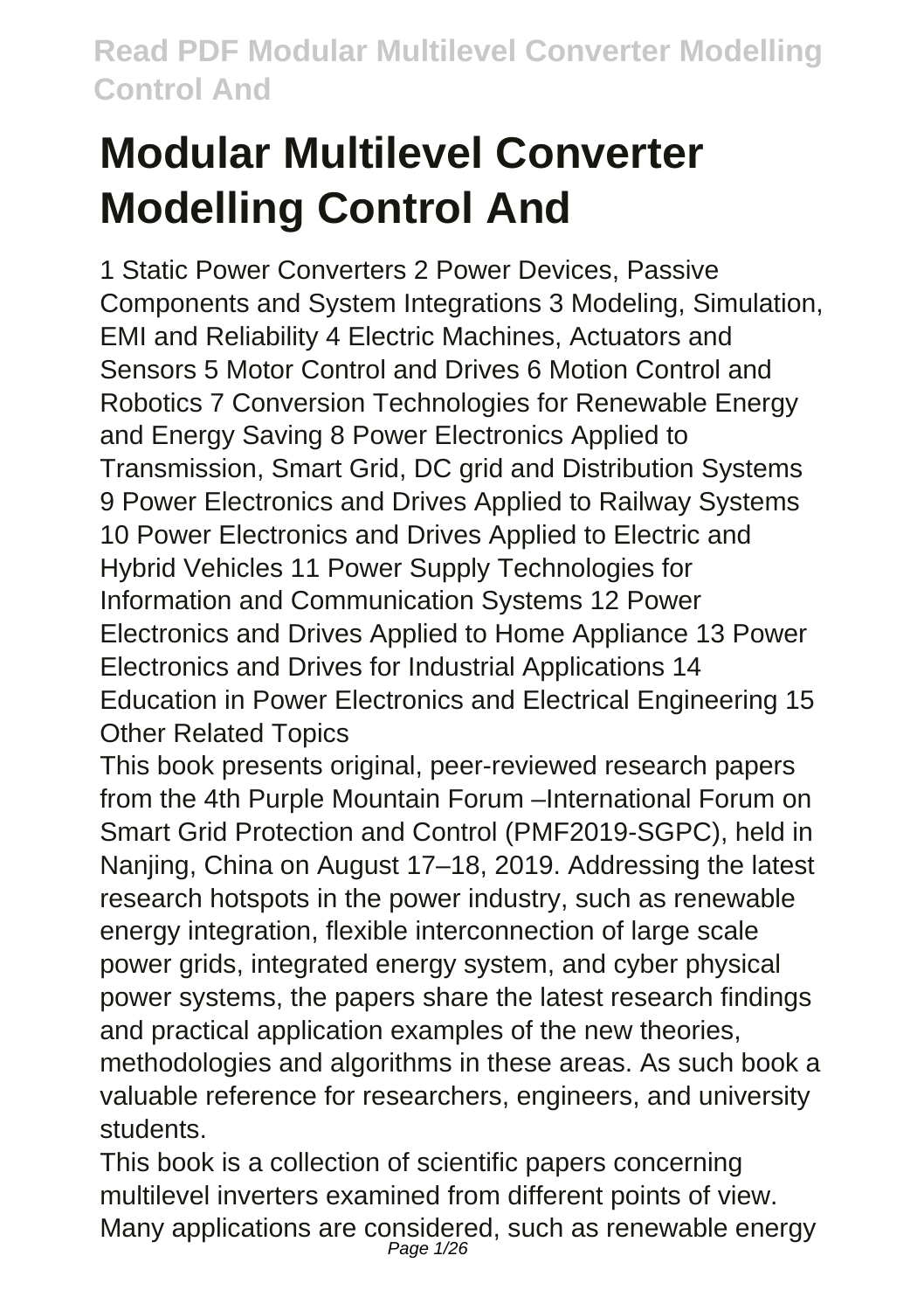# Modular Multilevel Converter Modelling Control And

1 Static Power Converters 2 Power Devices, Passive Components and System Integrations 3 Modeling, Simulation, EMI and Reliability 4 Electric Machines, Actuators and Sensors 5 Motor Control and Drives 6 Motion Control and Robotics 7 Conversion Technologies for Renewable Energy and Energy Saving 8 Power Electronics Applied to Transmission, Smart Grid, DC grid and Distribution Systems 9 Power Electronics and Drives Applied to Railway Systems 10 Power Electronics and Drives Applied to Electric and Hybrid Vehicles 11 Power Supply Technologies for Information and Communication Systems 12 Power Electronics and Drives Applied to Home Appliance 13 Power Electronics and Drives for Industrial Applications 14 Education in Power Electronics and Electrical Engineering 15 Other Related Topics

This book presents original, peer-reviewed research papers from the 4th Purple Mountain Forum –International Forum on Smart Grid Protection and Control (PMF2019-SGPC), held in Nanjing, China on August 17–18, 2019. Addressing the latest research hotspots in the power industry, such as renewable energy integration, flexible interconnection of large scale power grids, integrated energy system, and cyber physical power systems, the papers share the latest research findings and practical application examples of the new theories, methodologies and algorithms in these areas. As such book a valuable reference for researchers, engineers, and university students.

This book is a collection of scientific papers concerning multilevel inverters examined from different points of view. Many applications are considered, such as renewable energy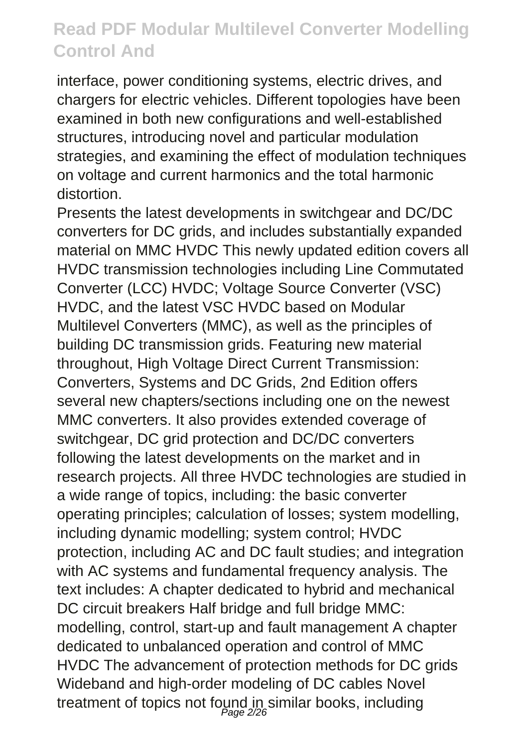interface, power conditioning systems, electric drives, and chargers for electric vehicles. Different topologies have been examined in both new configurations and well-established structures, introducing novel and particular modulation strategies, and examining the effect of modulation techniques on voltage and current harmonics and the total harmonic distortion.

Presents the latest developments in switchgear and DC/DC converters for DC grids, and includes substantially expanded material on MMC HVDC This newly updated edition covers all HVDC transmission technologies including Line Commutated Converter (LCC) HVDC; Voltage Source Converter (VSC) HVDC, and the latest VSC HVDC based on Modular Multilevel Converters (MMC), as well as the principles of building DC transmission grids. Featuring new material throughout, High Voltage Direct Current Transmission: Converters, Systems and DC Grids, 2nd Edition offers several new chapters/sections including one on the newest MMC converters. It also provides extended coverage of switchgear, DC grid protection and DC/DC converters following the latest developments on the market and in research projects. All three HVDC technologies are studied in a wide range of topics, including: the basic converter operating principles; calculation of losses; system modelling, including dynamic modelling; system control; HVDC protection, including AC and DC fault studies; and integration with AC systems and fundamental frequency analysis. The text includes: A chapter dedicated to hybrid and mechanical DC circuit breakers Half bridge and full bridge MMC: modelling, control, start-up and fault management A chapter dedicated to unbalanced operation and control of MMC HVDC The advancement of protection methods for DC grids Wideband and high-order modeling of DC cables Novel treatment of topics not found in similar books, including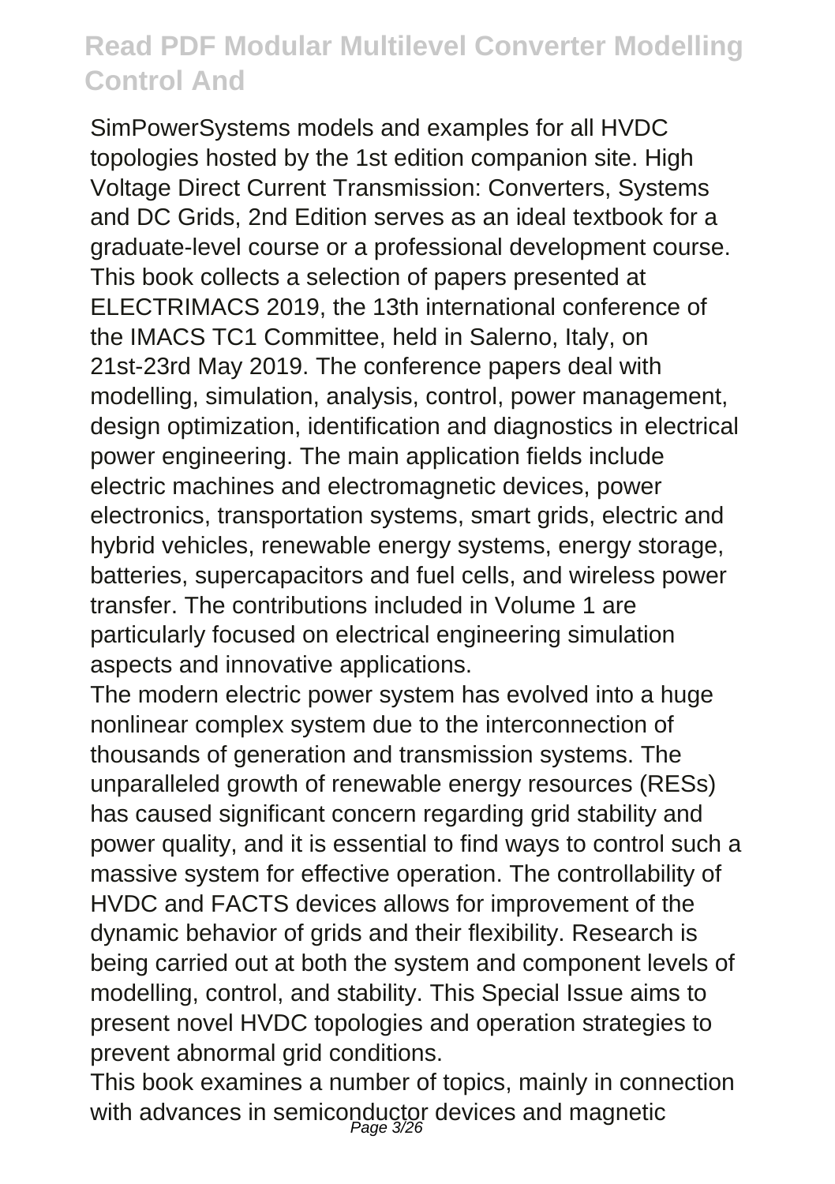SimPowerSystems models and examples for all HVDC topologies hosted by the 1st edition companion site. High Voltage Direct Current Transmission: Converters, Systems and DC Grids, 2nd Edition serves as an ideal textbook for a graduate-level course or a professional development course. This book collects a selection of papers presented at ELECTRIMACS 2019, the 13th international conference of the IMACS TC1 Committee, held in Salerno, Italy, on 21st-23rd May 2019. The conference papers deal with modelling, simulation, analysis, control, power management, design optimization, identification and diagnostics in electrical power engineering. The main application fields include electric machines and electromagnetic devices, power electronics, transportation systems, smart grids, electric and hybrid vehicles, renewable energy systems, energy storage, batteries, supercapacitors and fuel cells, and wireless power transfer. The contributions included in Volume 1 are particularly focused on electrical engineering simulation aspects and innovative applications.

The modern electric power system has evolved into a huge nonlinear complex system due to the interconnection of thousands of generation and transmission systems. The unparalleled growth of renewable energy resources (RESs) has caused significant concern regarding grid stability and power quality, and it is essential to find ways to control such a massive system for effective operation. The controllability of HVDC and FACTS devices allows for improvement of the dynamic behavior of grids and their flexibility. Research is being carried out at both the system and component levels of modelling, control, and stability. This Special Issue aims to present novel HVDC topologies and operation strategies to prevent abnormal grid conditions.

This book examines a number of topics, mainly in connection with advances in semiconductor devices and magnetic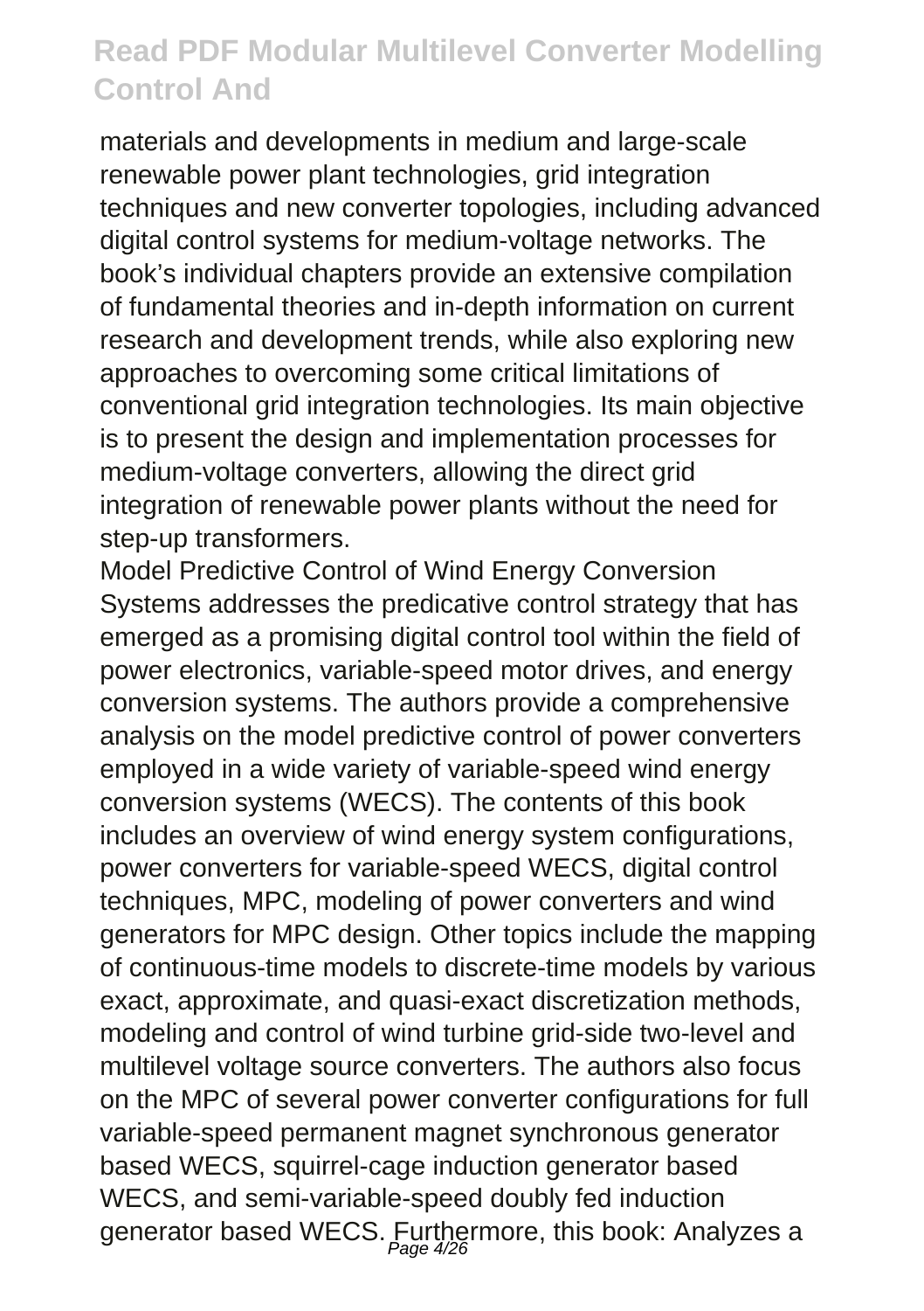materials and developments in medium and large-scale renewable power plant technologies, grid integration techniques and new converter topologies, including advanced digital control systems for medium-voltage networks. The book's individual chapters provide an extensive compilation of fundamental theories and in-depth information on current research and development trends, while also exploring new approaches to overcoming some critical limitations of conventional grid integration technologies. Its main objective is to present the design and implementation processes for medium-voltage converters, allowing the direct grid integration of renewable power plants without the need for step-up transformers.

Model Predictive Control of Wind Energy Conversion Systems addresses the predicative control strategy that has emerged as a promising digital control tool within the field of power electronics, variable-speed motor drives, and energy conversion systems. The authors provide a comprehensive analysis on the model predictive control of power converters employed in a wide variety of variable-speed wind energy conversion systems (WECS). The contents of this book includes an overview of wind energy system configurations, power converters for variable-speed WECS, digital control techniques, MPC, modeling of power converters and wind generators for MPC design. Other topics include the mapping of continuous-time models to discrete-time models by various exact, approximate, and quasi-exact discretization methods, modeling and control of wind turbine grid-side two-level and multilevel voltage source converters. The authors also focus on the MPC of several power converter configurations for full variable-speed permanent magnet synchronous generator based WECS, squirrel-cage induction generator based WECS, and semi-variable-speed doubly fed induction generator based WECS. Furthermore, this book: Analyzes a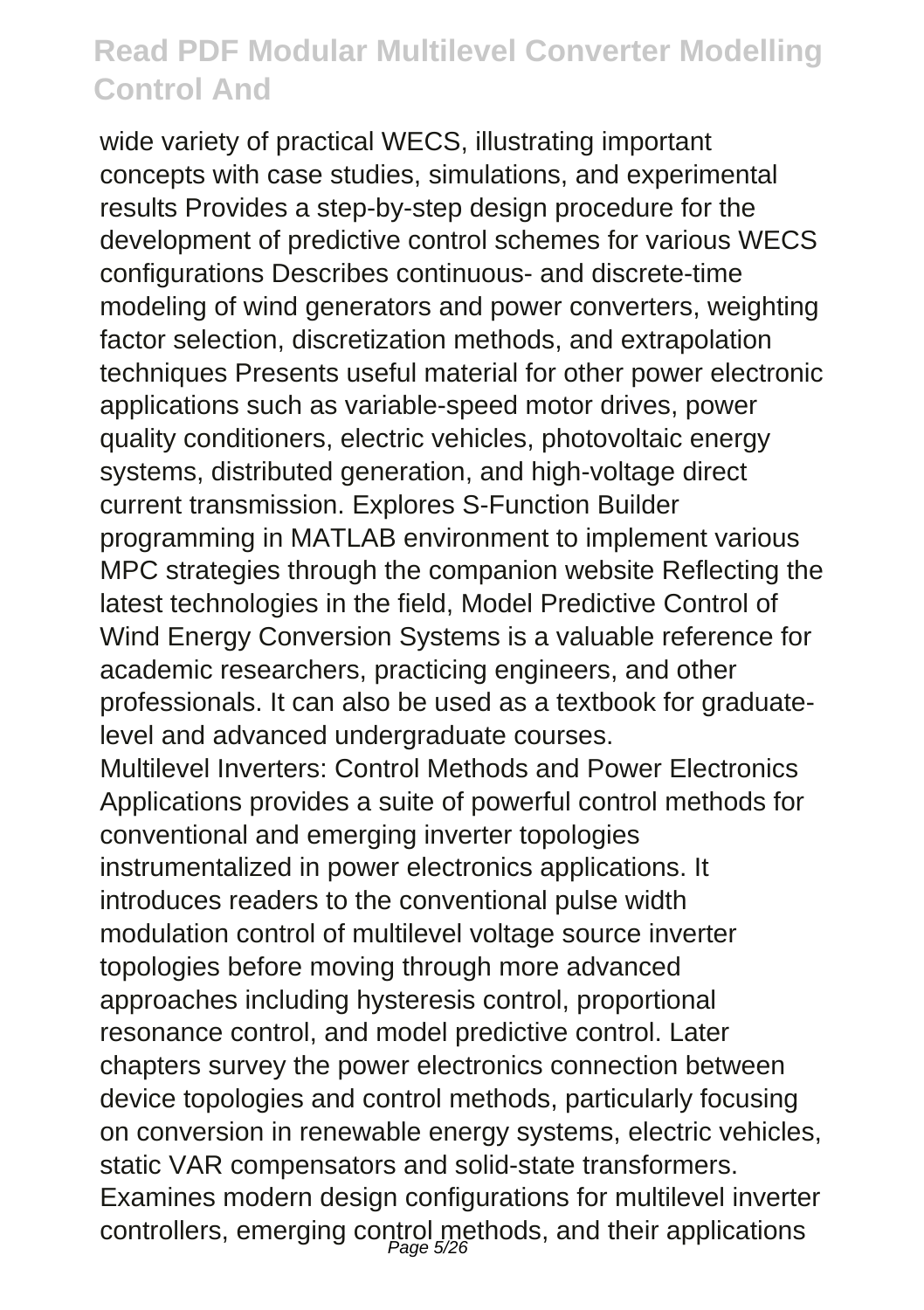wide variety of practical WECS, illustrating important concepts with case studies, simulations, and experimental results Provides a step-by-step design procedure for the development of predictive control schemes for various WECS configurations Describes continuous- and discrete-time modeling of wind generators and power converters, weighting factor selection, discretization methods, and extrapolation techniques Presents useful material for other power electronic applications such as variable-speed motor drives, power quality conditioners, electric vehicles, photovoltaic energy systems, distributed generation, and high-voltage direct current transmission. Explores S-Function Builder programming in MATLAB environment to implement various MPC strategies through the companion website Reflecting the latest technologies in the field, Model Predictive Control of Wind Energy Conversion Systems is a valuable reference for academic researchers, practicing engineers, and other professionals. It can also be used as a textbook for graduate-level and advanced undergraduate courses.

Multilevel Inverters: Control Methods and Power Electronics Applications provides a suite of powerful control methods for conventional and emerging inverter topologies instrumentalized in power electronics applications. It introduces readers to the conventional pulse width modulation control of multilevel voltage source inverter topologies before moving through more advanced approaches including hysteresis control, proportional resonance control, and model predictive control. Later chapters survey the power electronics connection between device topologies and control methods, particularly focusing on conversion in renewable energy systems, electric vehicles, static VAR compensators and solid-state transformers. Examines modern design configurations for multilevel inverter controllers, emerging control methods, and their applications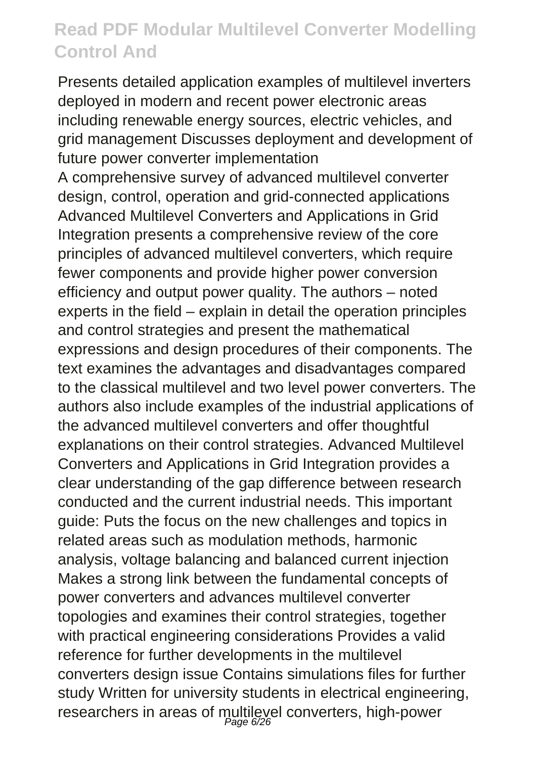Presents detailed application examples of multilevel inverters deployed in modern and recent power electronic areas including renewable energy sources, electric vehicles, and grid management Discusses deployment and development of future power converter implementation

A comprehensive survey of advanced multilevel converter design, control, operation and grid-connected applications Advanced Multilevel Converters and Applications in Grid Integration presents a comprehensive review of the core principles of advanced multilevel converters, which require fewer components and provide higher power conversion efficiency and output power quality. The authors – noted experts in the field – explain in detail the operation principles and control strategies and present the mathematical expressions and design procedures of their components. The text examines the advantages and disadvantages compared to the classical multilevel and two level power converters. The authors also include examples of the industrial applications of the advanced multilevel converters and offer thoughtful explanations on their control strategies. Advanced Multilevel Converters and Applications in Grid Integration provides a clear understanding of the gap difference between research conducted and the current industrial needs. This important guide: Puts the focus on the new challenges and topics in related areas such as modulation methods, harmonic analysis, voltage balancing and balanced current injection Makes a strong link between the fundamental concepts of power converters and advances multilevel converter topologies and examines their control strategies, together with practical engineering considerations Provides a valid reference for further developments in the multilevel converters design issue Contains simulations files for further study Written for university students in electrical engineering, researchers in areas of multilevel converters, high-power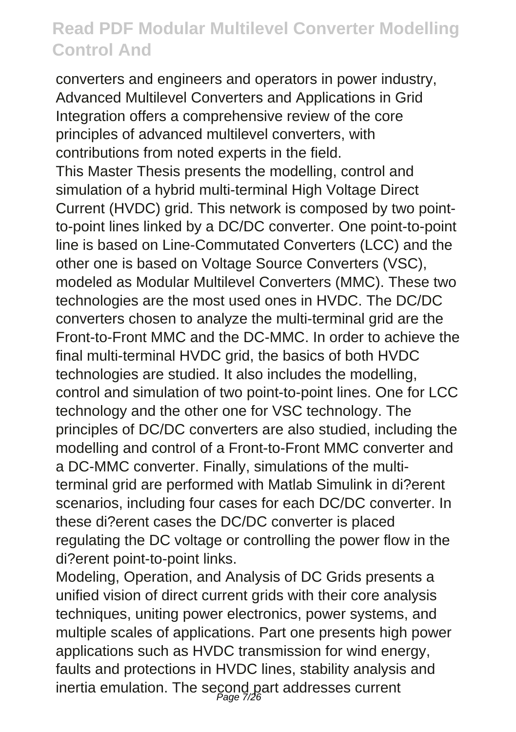converters and engineers and operators in power industry, Advanced Multilevel Converters and Applications in Grid Integration offers a comprehensive review of the core principles of advanced multilevel converters, with contributions from noted experts in the field.

This Master Thesis presents the modelling, control and simulation of a hybrid multi-terminal High Voltage Direct Current (HVDC) grid. This network is composed by two point-to-point lines linked by a DC/DC converter. One point-to-point line is based on Line-Commutated Converters (LCC) and the other one is based on Voltage Source Converters (VSC), modeled as Modular Multilevel Converters (MMC). These two technologies are the most used ones in HVDC. The DC/DC converters chosen to analyze the multi-terminal grid are the Front-to-Front MMC and the DC-MMC. In order to achieve the final multi-terminal HVDC grid, the basics of both HVDC technologies are studied. It also includes the modelling, control and simulation of two point-to-point lines. One for LCC technology and the other one for VSC technology. The principles of DC/DC converters are also studied, including the modelling and control of a Front-to-Front MMC converter and a DC-MMC converter. Finally, simulations of the multi-terminal grid are performed with Matlab Simulink in di?erent scenarios, including four cases for each DC/DC converter. In these di?erent cases the DC/DC converter is placed regulating the DC voltage or controlling the power flow in the di?erent point-to-point links.

Modeling, Operation, and Analysis of DC Grids presents a unified vision of direct current grids with their core analysis techniques, uniting power electronics, power systems, and multiple scales of applications. Part one presents high power applications such as HVDC transmission for wind energy, faults and protections in HVDC lines, stability analysis and inertia emulation. The second part addresses current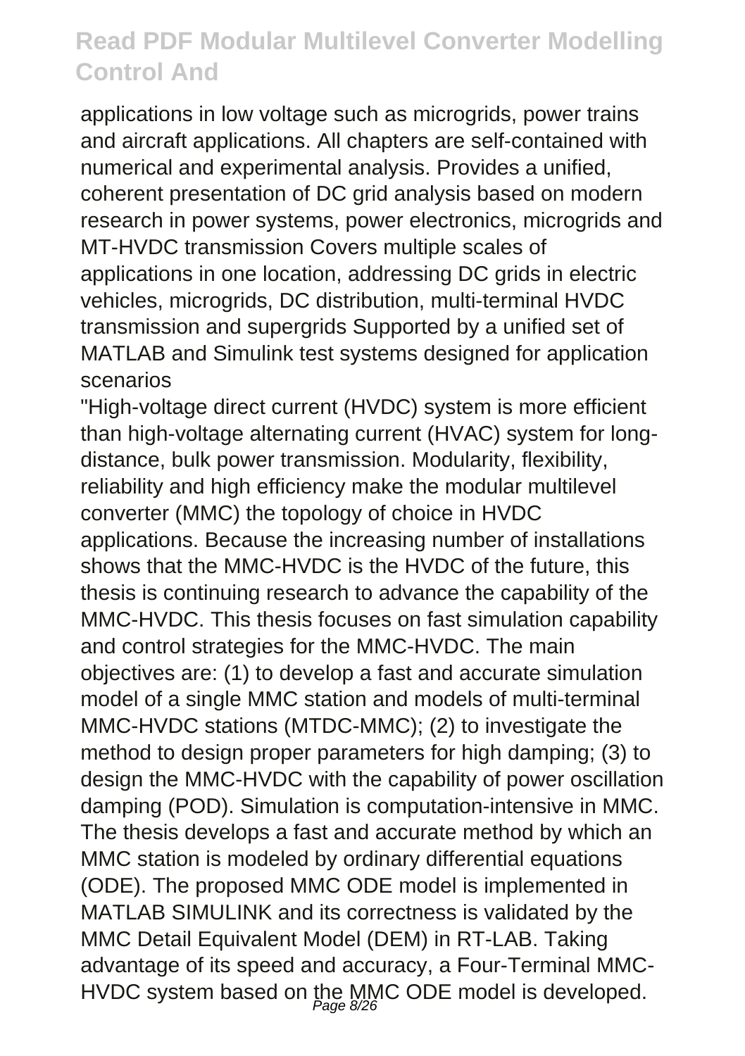applications in low voltage such as microgrids, power trains and aircraft applications. All chapters are self-contained with numerical and experimental analysis. Provides a unified, coherent presentation of DC grid analysis based on modern research in power systems, power electronics, microgrids and MT-HVDC transmission Covers multiple scales of applications in one location, addressing DC grids in electric vehicles, microgrids, DC distribution, multi-terminal HVDC transmission and supergrids Supported by a unified set of MATLAB and Simulink test systems designed for application scenarios

"High-voltage direct current (HVDC) system is more efficient than high-voltage alternating current (HVAC) system for long-distance, bulk power transmission. Modularity, flexibility, reliability and high efficiency make the modular multilevel converter (MMC) the topology of choice in HVDC applications. Because the increasing number of installations shows that the MMC-HVDC is the HVDC of the future, this thesis is continuing research to advance the capability of the MMC-HVDC. This thesis focuses on fast simulation capability and control strategies for the MMC-HVDC. The main objectives are: (1) to develop a fast and accurate simulation model of a single MMC station and models of multi-terminal MMC-HVDC stations (MTDC-MMC); (2) to investigate the method to design proper parameters for high damping; (3) to design the MMC-HVDC with the capability of power oscillation damping (POD). Simulation is computation-intensive in MMC. The thesis develops a fast and accurate method by which an MMC station is modeled by ordinary differential equations (ODE). The proposed MMC ODE model is implemented in MATLAB SIMULINK and its correctness is validated by the MMC Detail Equivalent Model (DEM) in RT-LAB. Taking advantage of its speed and accuracy, a Four-Terminal MMC-HVDC system based on the MMC ODE model is developed.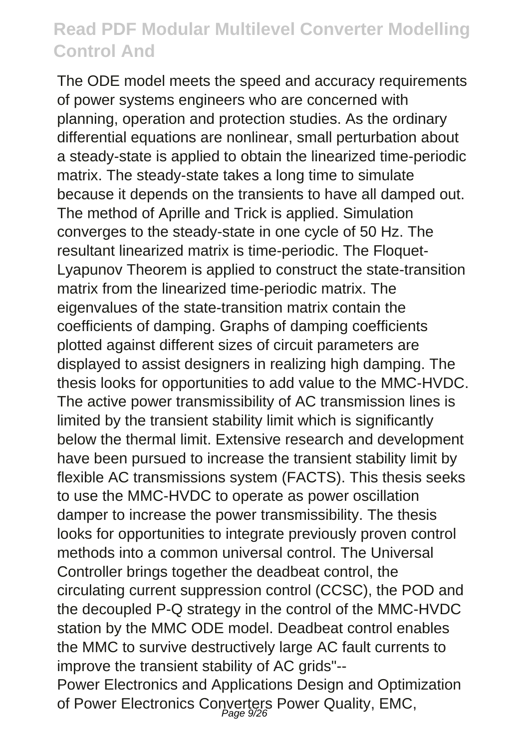The ODE model meets the speed and accuracy requirements of power systems engineers who are concerned with planning, operation and protection studies. As the ordinary differential equations are nonlinear, small perturbation about a steady-state is applied to obtain the linearized time-periodic matrix. The steady-state takes a long time to simulate because it depends on the transients to have all damped out. The method of Aprille and Trick is applied. Simulation converges to the steady-state in one cycle of 50 Hz. The resultant linearized matrix is time-periodic. The Floquet-Lyapunov Theorem is applied to construct the state-transition matrix from the linearized time-periodic matrix. The eigenvalues of the state-transition matrix contain the coefficients of damping. Graphs of damping coefficients plotted against different sizes of circuit parameters are displayed to assist designers in realizing high damping. The thesis looks for opportunities to add value to the MMC-HVDC. The active power transmissibility of AC transmission lines is limited by the transient stability limit which is significantly below the thermal limit. Extensive research and development have been pursued to increase the transient stability limit by flexible AC transmissions system (FACTS). This thesis seeks to use the MMC-HVDC to operate as power oscillation damper to increase the power transmissibility. The thesis looks for opportunities to integrate previously proven control methods into a common universal control. The Universal Controller brings together the deadbeat control, the circulating current suppression control (CCSC), the POD and the decoupled P-Q strategy in the control of the MMC-HVDC station by the MMC ODE model. Deadbeat control enables the MMC to survive destructively large AC fault currents to improve the transient stability of AC grids"--

Power Electronics and Applications Design and Optimization of Power Electronics Converters Power Quality, EMC,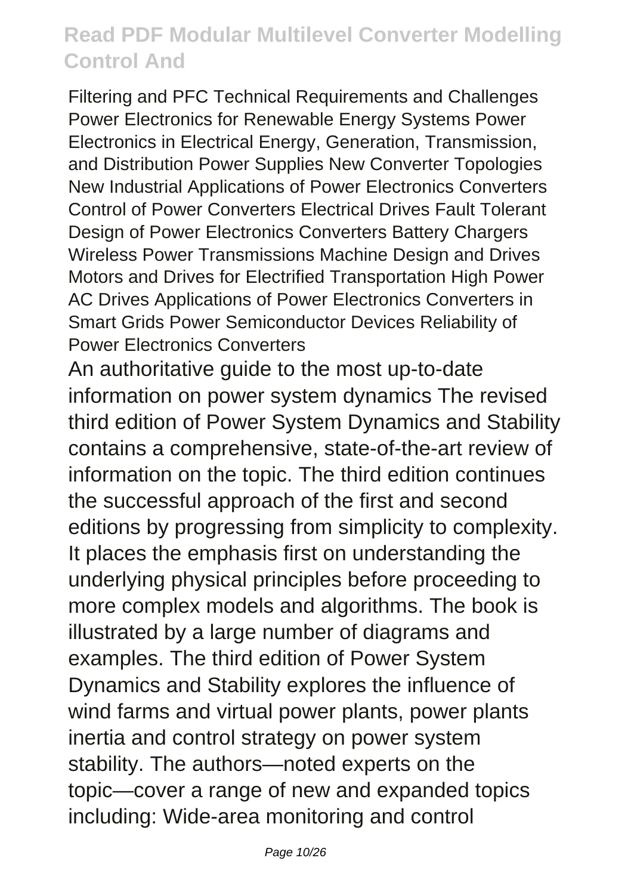Filtering and PFC Technical Requirements and Challenges Power Electronics for Renewable Energy Systems Power Electronics in Electrical Energy, Generation, Transmission, and Distribution Power Supplies New Converter Topologies New Industrial Applications of Power Electronics Converters Control of Power Converters Electrical Drives Fault Tolerant Design of Power Electronics Converters Battery Chargers Wireless Power Transmissions Machine Design and Drives Motors and Drives for Electrified Transportation High Power AC Drives Applications of Power Electronics Converters in Smart Grids Power Semiconductor Devices Reliability of Power Electronics Converters

An authoritative guide to the most up-to-date information on power system dynamics The revised third edition of Power System Dynamics and Stability contains a comprehensive, state-of-the-art review of information on the topic. The third edition continues the successful approach of the first and second editions by progressing from simplicity to complexity. It places the emphasis first on understanding the underlying physical principles before proceeding to more complex models and algorithms. The book is illustrated by a large number of diagrams and examples. The third edition of Power System Dynamics and Stability explores the influence of wind farms and virtual power plants, power plants inertia and control strategy on power system stability. The authors—noted experts on the topic—cover a range of new and expanded topics including: Wide-area monitoring and control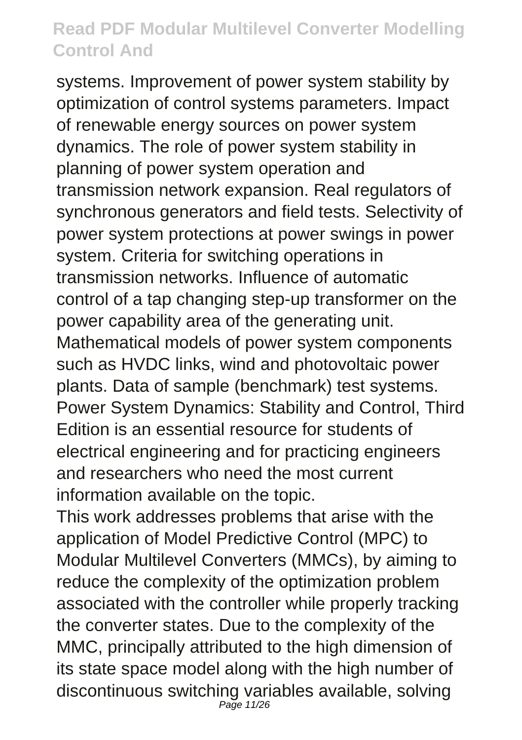systems. Improvement of power system stability by optimization of control systems parameters. Impact of renewable energy sources on power system dynamics. The role of power system stability in planning of power system operation and transmission network expansion. Real regulators of synchronous generators and field tests. Selectivity of power system protections at power swings in power system. Criteria for switching operations in transmission networks. Influence of automatic control of a tap changing step-up transformer on the power capability area of the generating unit. Mathematical models of power system components such as HVDC links, wind and photovoltaic power plants. Data of sample (benchmark) test systems. Power System Dynamics: Stability and Control, Third Edition is an essential resource for students of electrical engineering and for practicing engineers and researchers who need the most current information available on the topic.

This work addresses problems that arise with the application of Model Predictive Control (MPC) to Modular Multilevel Converters (MMCs), by aiming to reduce the complexity of the optimization problem associated with the controller while properly tracking the converter states. Due to the complexity of the MMC, principally attributed to the high dimension of its state space model along with the high number of discontinuous switching variables available, solving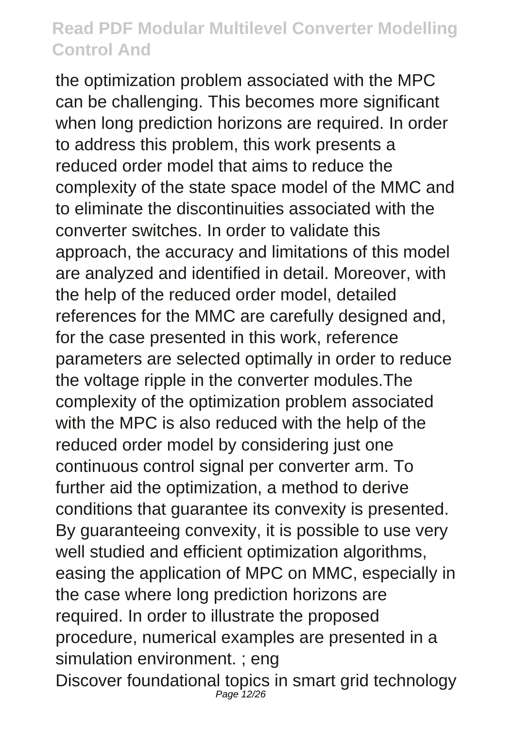the optimization problem associated with the MPC can be challenging. This becomes more significant when long prediction horizons are required. In order to address this problem, this work presents a reduced order model that aims to reduce the complexity of the state space model of the MMC and to eliminate the discontinuities associated with the converter switches. In order to validate this approach, the accuracy and limitations of this model are analyzed and identified in detail. Moreover, with the help of the reduced order model, detailed references for the MMC are carefully designed and, for the case presented in this work, reference parameters are selected optimally in order to reduce the voltage ripple in the converter modules.The complexity of the optimization problem associated with the MPC is also reduced with the help of the reduced order model by considering just one continuous control signal per converter arm. To further aid the optimization, a method to derive conditions that guarantee its convexity is presented. By guaranteeing convexity, it is possible to use very well studied and efficient optimization algorithms, easing the application of MPC on MMC, especially in the case where long prediction horizons are required. In order to illustrate the proposed procedure, numerical examples are presented in a simulation environment. ; eng

Discover foundational topics in smart grid technology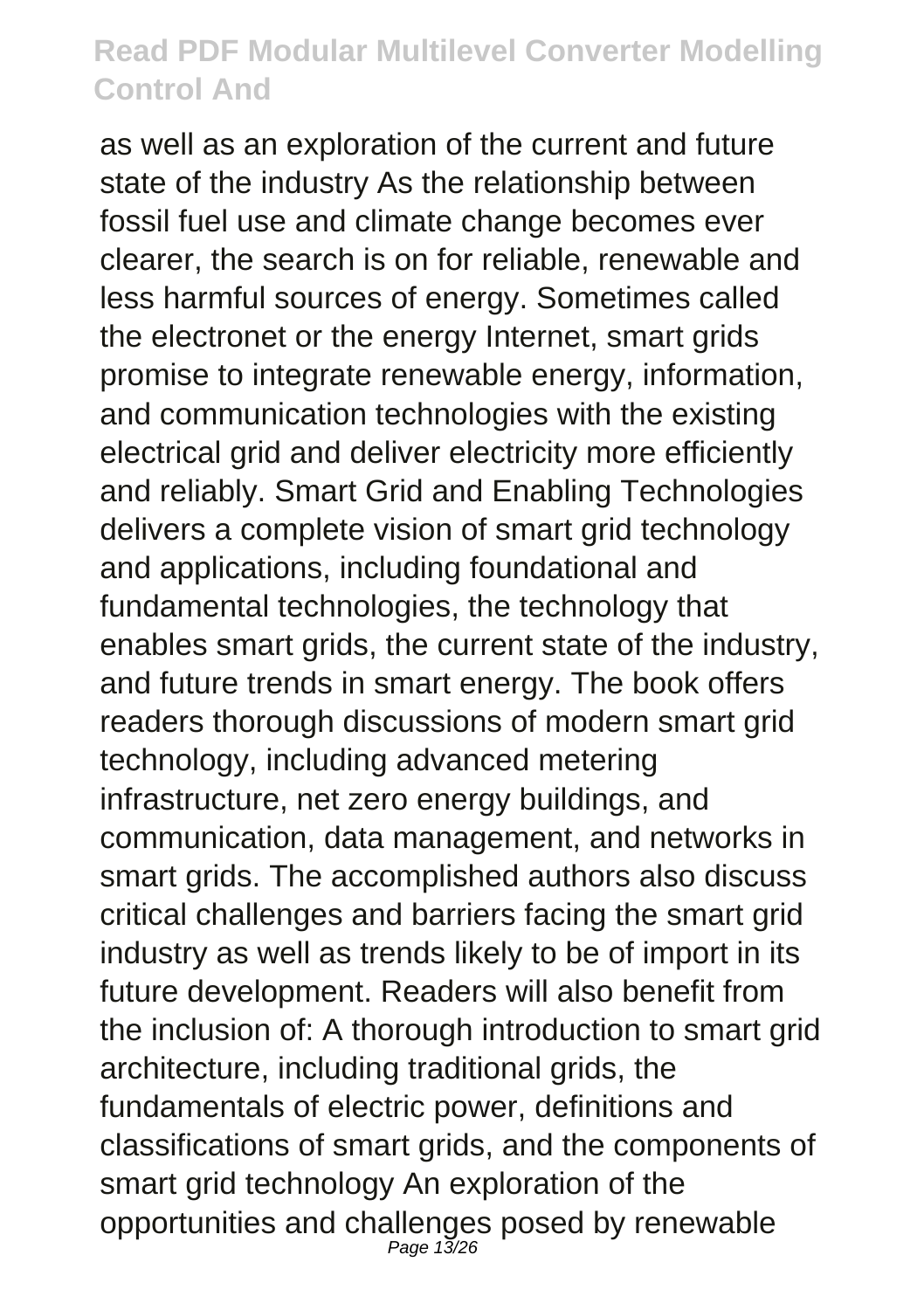as well as an exploration of the current and future state of the industry As the relationship between fossil fuel use and climate change becomes ever clearer, the search is on for reliable, renewable and less harmful sources of energy. Sometimes called the electronet or the energy Internet, smart grids promise to integrate renewable energy, information, and communication technologies with the existing electrical grid and deliver electricity more efficiently and reliably. Smart Grid and Enabling Technologies delivers a complete vision of smart grid technology and applications, including foundational and fundamental technologies, the technology that enables smart grids, the current state of the industry, and future trends in smart energy. The book offers readers thorough discussions of modern smart grid technology, including advanced metering infrastructure, net zero energy buildings, and communication, data management, and networks in smart grids. The accomplished authors also discuss critical challenges and barriers facing the smart grid industry as well as trends likely to be of import in its future development. Readers will also benefit from the inclusion of: A thorough introduction to smart grid architecture, including traditional grids, the fundamentals of electric power, definitions and classifications of smart grids, and the components of smart grid technology An exploration of the opportunities and challenges posed by renewable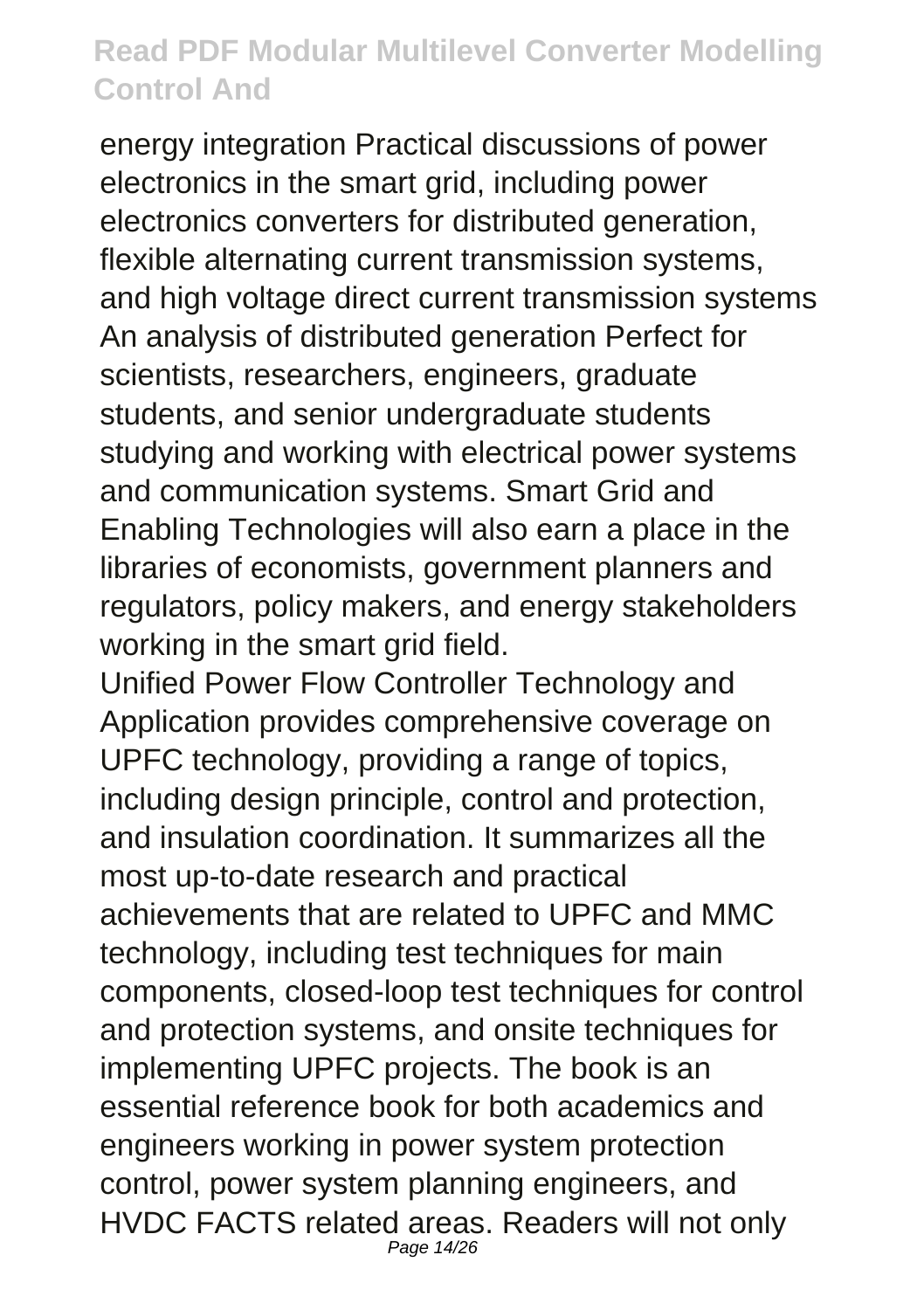energy integration Practical discussions of power electronics in the smart grid, including power electronics converters for distributed generation, flexible alternating current transmission systems, and high voltage direct current transmission systems An analysis of distributed generation Perfect for scientists, researchers, engineers, graduate students, and senior undergraduate students studying and working with electrical power systems and communication systems. Smart Grid and Enabling Technologies will also earn a place in the libraries of economists, government planners and regulators, policy makers, and energy stakeholders working in the smart grid field.

Unified Power Flow Controller Technology and Application provides comprehensive coverage on UPFC technology, providing a range of topics, including design principle, control and protection, and insulation coordination. It summarizes all the most up-to-date research and practical achievements that are related to UPFC and MMC technology, including test techniques for main components, closed-loop test techniques for control and protection systems, and onsite techniques for implementing UPFC projects. The book is an essential reference book for both academics and engineers working in power system protection control, power system planning engineers, and HVDC FACTS related areas. Readers will not only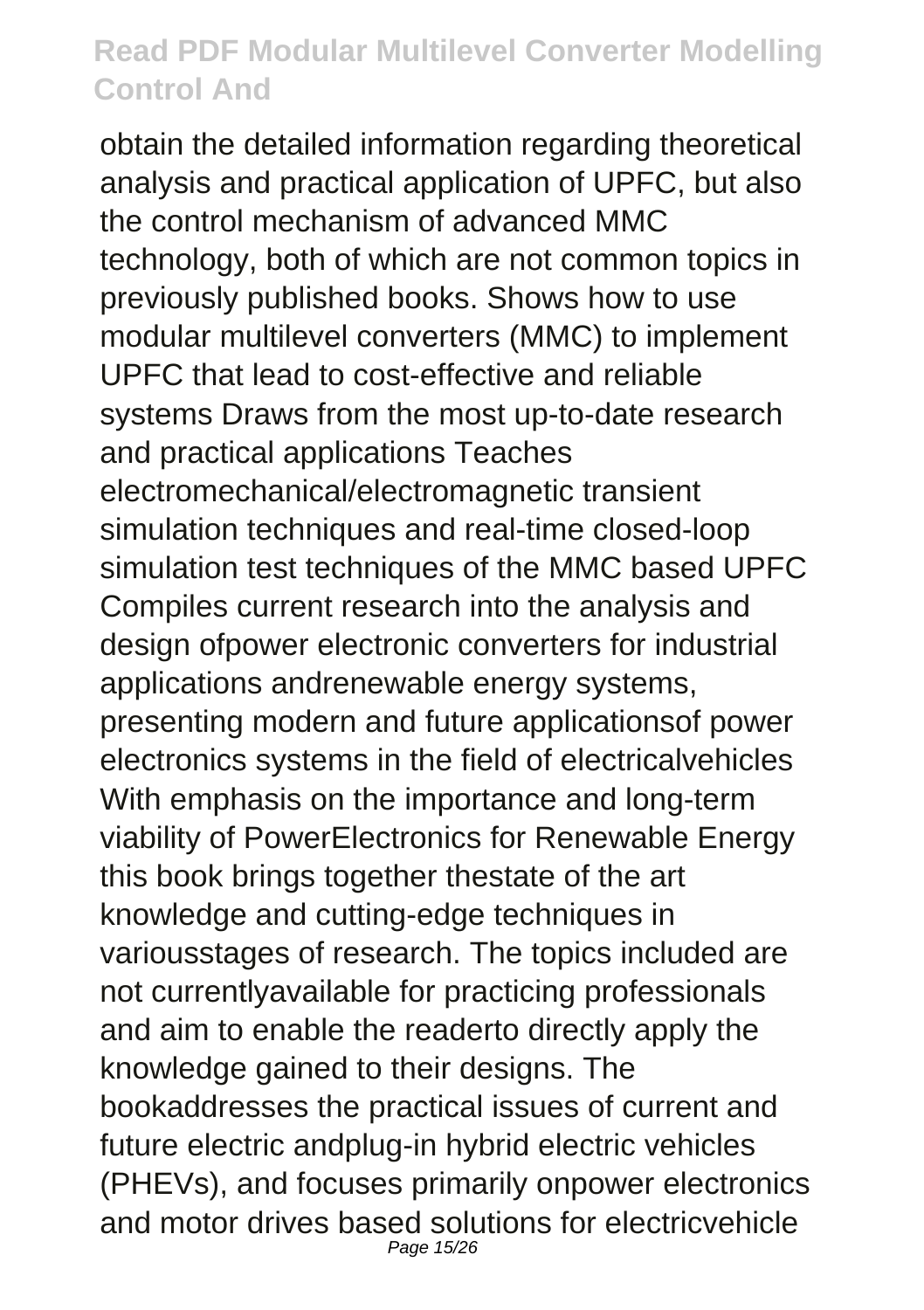obtain the detailed information regarding theoretical analysis and practical application of UPFC, but also the control mechanism of advanced MMC technology, both of which are not common topics in previously published books. Shows how to use modular multilevel converters (MMC) to implement UPFC that lead to cost-effective and reliable systems Draws from the most up-to-date research and practical applications Teaches electromechanical/electromagnetic transient simulation techniques and real-time closed-loop simulation test techniques of the MMC based UPFC Compiles current research into the analysis and design ofpower electronic converters for industrial applications andrenewable energy systems, presenting modern and future applicationsof power electronics systems in the field of electricalvehicles With emphasis on the importance and long-term viability of PowerElectronics for Renewable Energy this book brings together thestate of the art knowledge and cutting-edge techniques in variousstages of research. The topics included are not currentlyavailable for practicing professionals and aim to enable the readerto directly apply the knowledge gained to their designs. The bookaddresses the practical issues of current and future electric andplug-in hybrid electric vehicles (PHEVs), and focuses primarily onpower electronics and motor drives based solutions for electricvehicle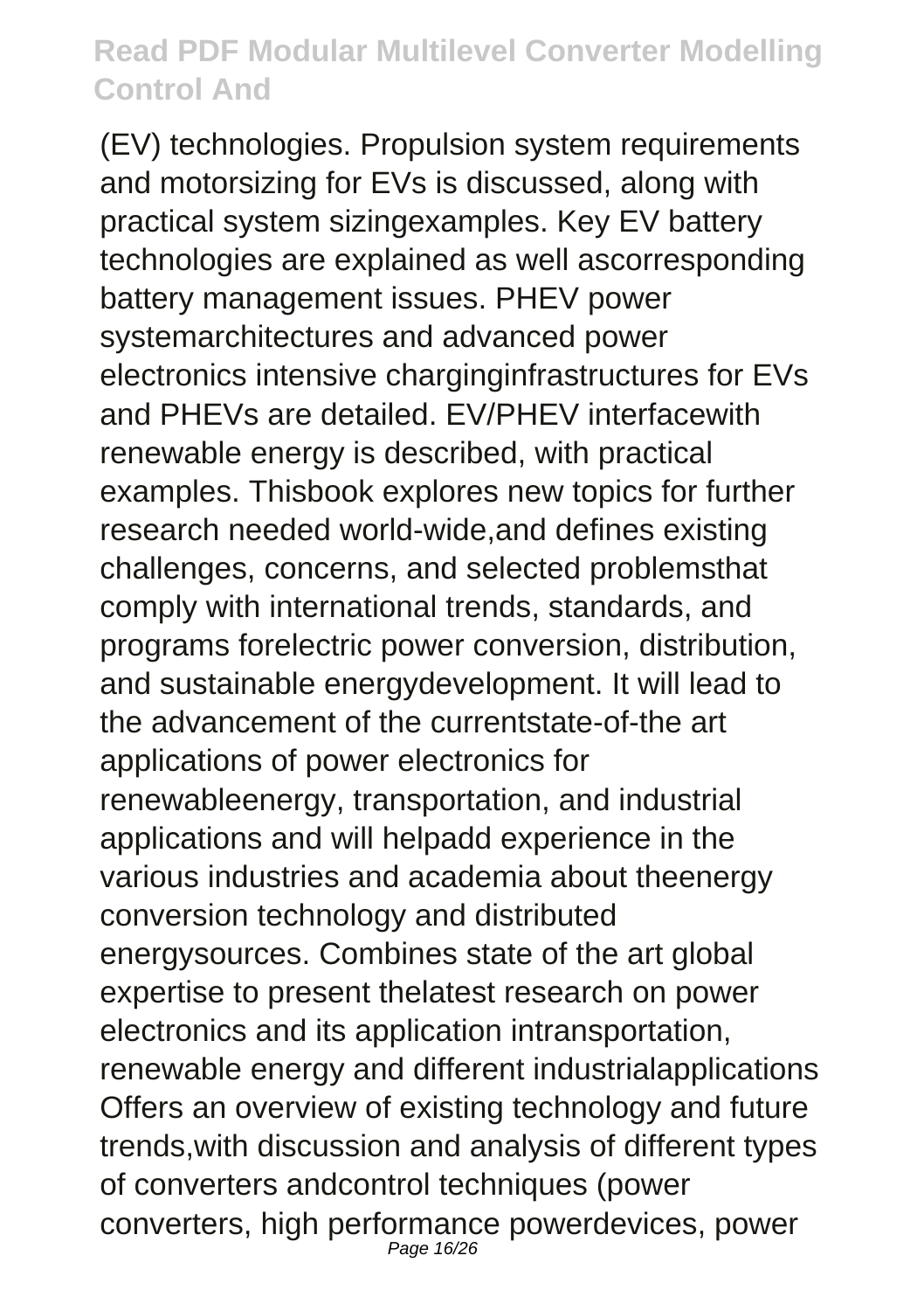(EV) technologies. Propulsion system requirements and motorsizing for EVs is discussed, along with practical system sizingexamples. Key EV battery technologies are explained as well ascorresponding battery management issues. PHEV power systemarchitectures and advanced power electronics intensive charginginfrastructures for EVs and PHEVs are detailed. EV/PHEV interfacewith renewable energy is described, with practical examples. Thisbook explores new topics for further research needed world-wide,and defines existing challenges, concerns, and selected problemsthat comply with international trends, standards, and programs forelectric power conversion, distribution, and sustainable energydevelopment. It will lead to the advancement of the currentstate-of-the art applications of power electronics for renewableenergy, transportation, and industrial applications and will helpadd experience in the various industries and academia about theenergy conversion technology and distributed energysources. Combines state of the art global expertise to present thelatest research on power electronics and its application intransportation, renewable energy and different industrialapplications Offers an overview of existing technology and future trends,with discussion and analysis of different types of converters andcontrol techniques (power converters, high performance powerdevices, power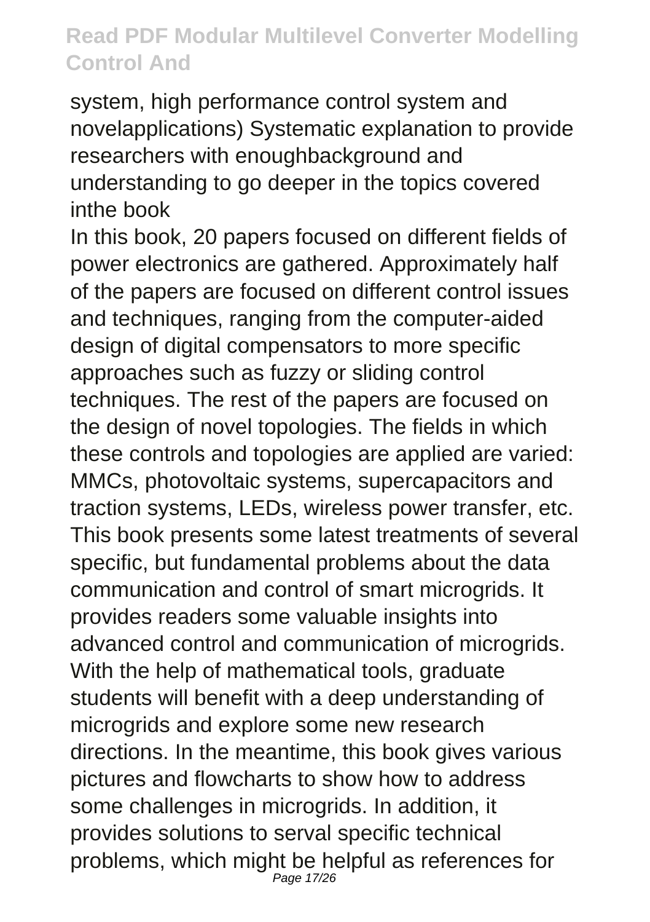system, high performance control system and novelapplications) Systematic explanation to provide researchers with enoughbackground and understanding to go deeper in the topics covered inthe book

In this book, 20 papers focused on different fields of power electronics are gathered. Approximately half of the papers are focused on different control issues and techniques, ranging from the computer-aided design of digital compensators to more specific approaches such as fuzzy or sliding control techniques. The rest of the papers are focused on the design of novel topologies. The fields in which these controls and topologies are applied are varied: MMCs, photovoltaic systems, supercapacitors and traction systems, LEDs, wireless power transfer, etc.

This book presents some latest treatments of several specific, but fundamental problems about the data communication and control of smart microgrids. It provides readers some valuable insights into advanced control and communication of microgrids. With the help of mathematical tools, graduate students will benefit with a deep understanding of microgrids and explore some new research directions. In the meantime, this book gives various pictures and flowcharts to show how to address some challenges in microgrids. In addition, it provides solutions to serval specific technical problems, which might be helpful as references for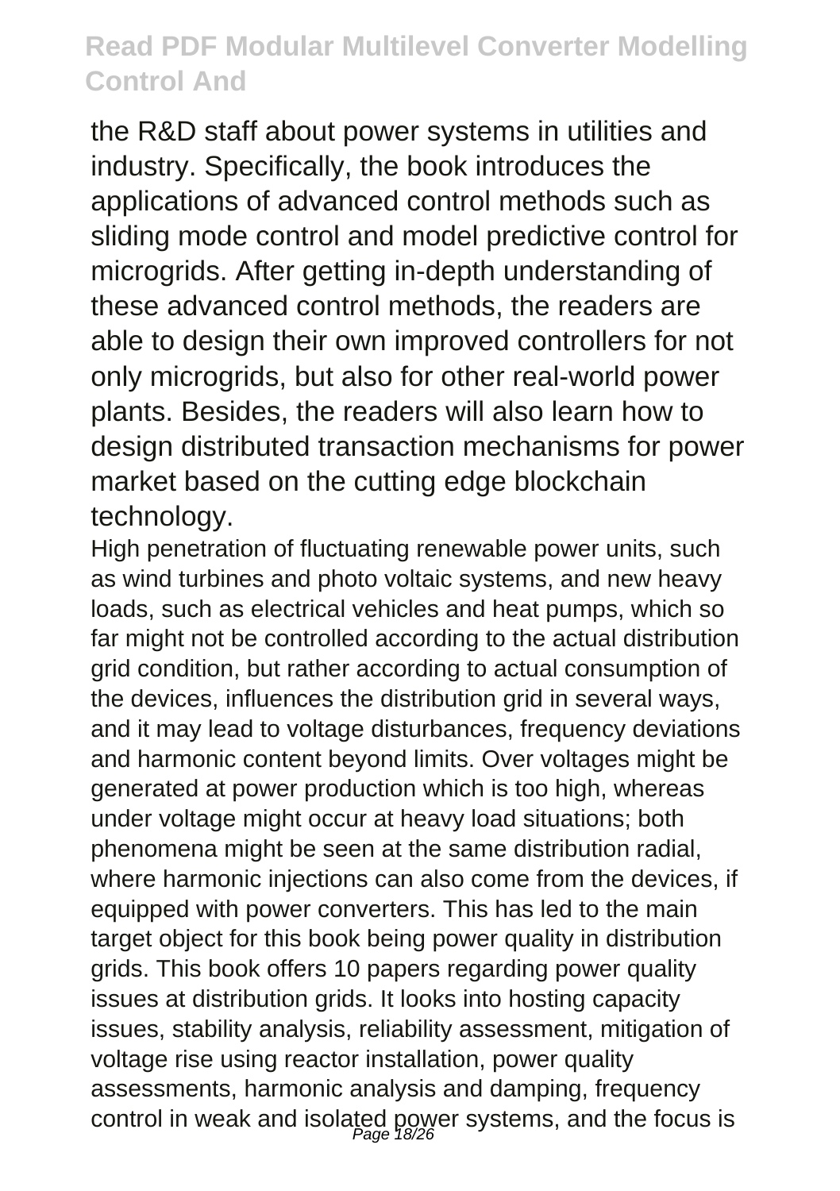the R&D staff about power systems in utilities and industry. Specifically, the book introduces the applications of advanced control methods such as sliding mode control and model predictive control for microgrids. After getting in-depth understanding of these advanced control methods, the readers are able to design their own improved controllers for not only microgrids, but also for other real-world power plants. Besides, the readers will also learn how to design distributed transaction mechanisms for power market based on the cutting edge blockchain technology.

High penetration of fluctuating renewable power units, such as wind turbines and photo voltaic systems, and new heavy loads, such as electrical vehicles and heat pumps, which so far might not be controlled according to the actual distribution grid condition, but rather according to actual consumption of the devices, influences the distribution grid in several ways, and it may lead to voltage disturbances, frequency deviations and harmonic content beyond limits. Over voltages might be generated at power production which is too high, whereas under voltage might occur at heavy load situations; both phenomena might be seen at the same distribution radial, where harmonic injections can also come from the devices, if equipped with power converters. This has led to the main target object for this book being power quality in distribution grids. This book offers 10 papers regarding power quality issues at distribution grids. It looks into hosting capacity issues, stability analysis, reliability assessment, mitigation of voltage rise using reactor installation, power quality assessments, harmonic analysis and damping, frequency control in weak and isolated power systems, and the focus is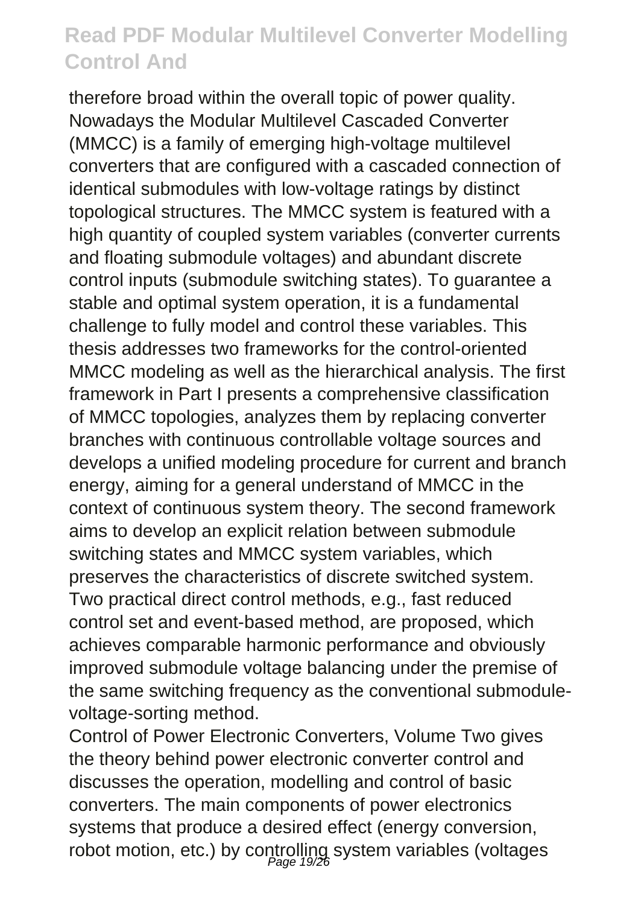therefore broad within the overall topic of power quality. Nowadays the Modular Multilevel Cascaded Converter (MMCC) is a family of emerging high-voltage multilevel converters that are configured with a cascaded connection of identical submodules with low-voltage ratings by distinct topological structures. The MMCC system is featured with a high quantity of coupled system variables (converter currents and floating submodule voltages) and abundant discrete control inputs (submodule switching states). To guarantee a stable and optimal system operation, it is a fundamental challenge to fully model and control these variables. This thesis addresses two frameworks for the control-oriented MMCC modeling as well as the hierarchical analysis. The first framework in Part I presents a comprehensive classification of MMCC topologies, analyzes them by replacing converter branches with continuous controllable voltage sources and develops a unified modeling procedure for current and branch energy, aiming for a general understand of MMCC in the context of continuous system theory. The second framework aims to develop an explicit relation between submodule switching states and MMCC system variables, which preserves the characteristics of discrete switched system. Two practical direct control methods, e.g., fast reduced control set and event-based method, are proposed, which achieves comparable harmonic performance and obviously improved submodule voltage balancing under the premise of the same switching frequency as the conventional submodule-voltage-sorting method.

Control of Power Electronic Converters, Volume Two gives the theory behind power electronic converter control and discusses the operation, modelling and control of basic converters. The main components of power electronics systems that produce a desired effect (energy conversion, robot motion, etc.) by controlling system variables (voltages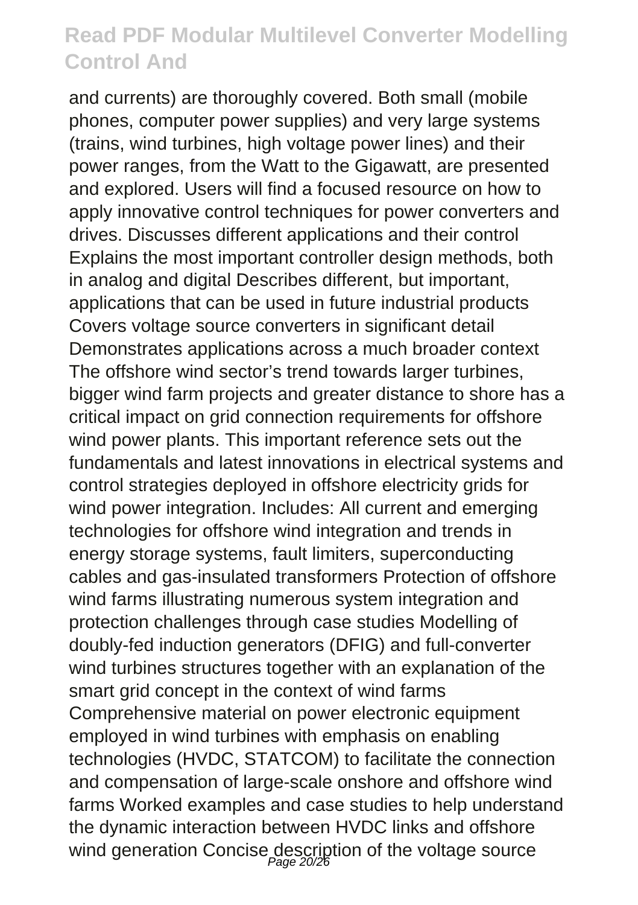and currents) are thoroughly covered. Both small (mobile phones, computer power supplies) and very large systems (trains, wind turbines, high voltage power lines) and their power ranges, from the Watt to the Gigawatt, are presented and explored. Users will find a focused resource on how to apply innovative control techniques for power converters and drives. Discusses different applications and their control Explains the most important controller design methods, both in analog and digital Describes different, but important, applications that can be used in future industrial products Covers voltage source converters in significant detail Demonstrates applications across a much broader context The offshore wind sector's trend towards larger turbines, bigger wind farm projects and greater distance to shore has a critical impact on grid connection requirements for offshore wind power plants. This important reference sets out the fundamentals and latest innovations in electrical systems and control strategies deployed in offshore electricity grids for wind power integration. Includes: All current and emerging technologies for offshore wind integration and trends in energy storage systems, fault limiters, superconducting cables and gas-insulated transformers Protection of offshore wind farms illustrating numerous system integration and protection challenges through case studies Modelling of doubly-fed induction generators (DFIG) and full-converter wind turbines structures together with an explanation of the smart grid concept in the context of wind farms Comprehensive material on power electronic equipment employed in wind turbines with emphasis on enabling technologies (HVDC, STATCOM) to facilitate the connection and compensation of large-scale onshore and offshore wind farms Worked examples and case studies to help understand the dynamic interaction between HVDC links and offshore wind generation Concise description of the voltage source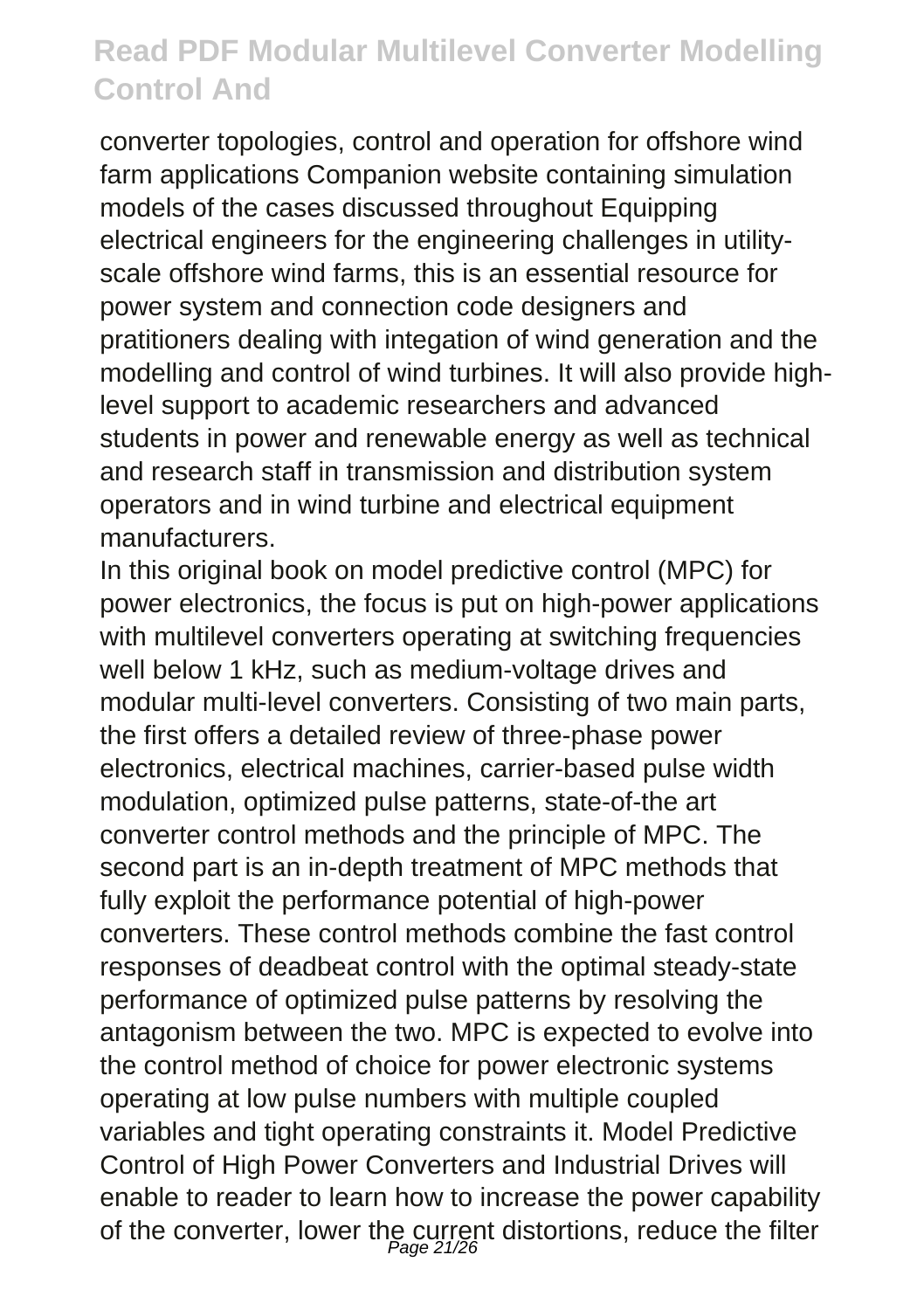converter topologies, control and operation for offshore wind farm applications Companion website containing simulation models of the cases discussed throughout Equipping electrical engineers for the engineering challenges in utility-scale offshore wind farms, this is an essential resource for power system and connection code designers and pratitioners dealing with integation of wind generation and the modelling and control of wind turbines. It will also provide high-level support to academic researchers and advanced students in power and renewable energy as well as technical and research staff in transmission and distribution system operators and in wind turbine and electrical equipment manufacturers.

In this original book on model predictive control (MPC) for power electronics, the focus is put on high-power applications with multilevel converters operating at switching frequencies well below 1 kHz, such as medium-voltage drives and modular multi-level converters. Consisting of two main parts, the first offers a detailed review of three-phase power electronics, electrical machines, carrier-based pulse width modulation, optimized pulse patterns, state-of-the art converter control methods and the principle of MPC. The second part is an in-depth treatment of MPC methods that fully exploit the performance potential of high-power converters. These control methods combine the fast control responses of deadbeat control with the optimal steady-state performance of optimized pulse patterns by resolving the antagonism between the two. MPC is expected to evolve into the control method of choice for power electronic systems operating at low pulse numbers with multiple coupled variables and tight operating constraints it. Model Predictive Control of High Power Converters and Industrial Drives will enable to reader to learn how to increase the power capability of the converter, lower the current distortions, reduce the filter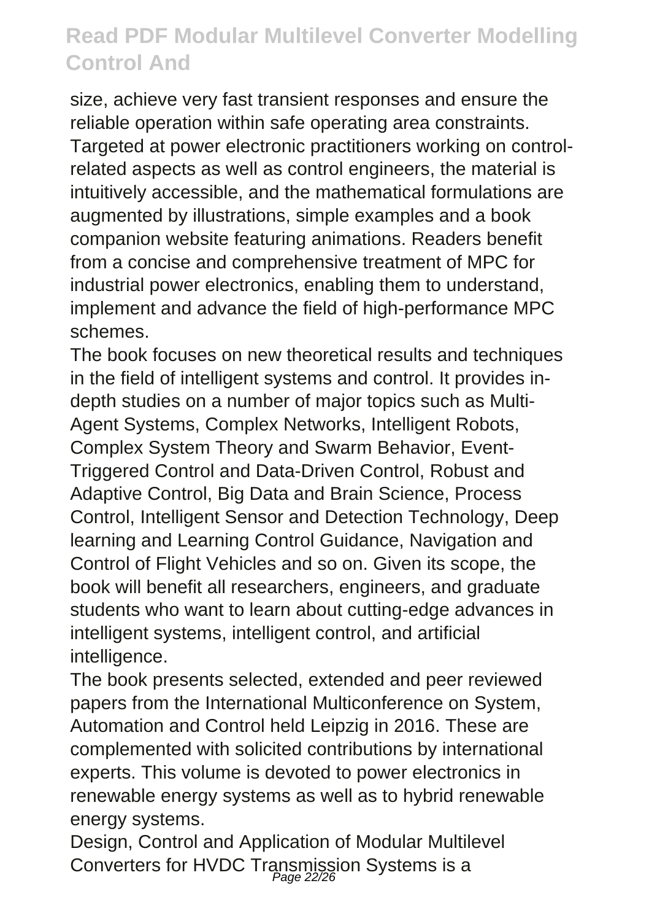size, achieve very fast transient responses and ensure the reliable operation within safe operating area constraints. Targeted at power electronic practitioners working on control-related aspects as well as control engineers, the material is intuitively accessible, and the mathematical formulations are augmented by illustrations, simple examples and a book companion website featuring animations. Readers benefit from a concise and comprehensive treatment of MPC for industrial power electronics, enabling them to understand, implement and advance the field of high-performance MPC schemes.

The book focuses on new theoretical results and techniques in the field of intelligent systems and control. It provides in-depth studies on a number of major topics such as Multi-Agent Systems, Complex Networks, Intelligent Robots, Complex System Theory and Swarm Behavior, Event-Triggered Control and Data-Driven Control, Robust and Adaptive Control, Big Data and Brain Science, Process Control, Intelligent Sensor and Detection Technology, Deep learning and Learning Control Guidance, Navigation and Control of Flight Vehicles and so on. Given its scope, the book will benefit all researchers, engineers, and graduate students who want to learn about cutting-edge advances in intelligent systems, intelligent control, and artificial intelligence.

The book presents selected, extended and peer reviewed papers from the International Multiconference on System, Automation and Control held Leipzig in 2016. These are complemented with solicited contributions by international experts. This volume is devoted to power electronics in renewable energy systems as well as to hybrid renewable energy systems.

Design, Control and Application of Modular Multilevel Converters for HVDC Transmission Systems is a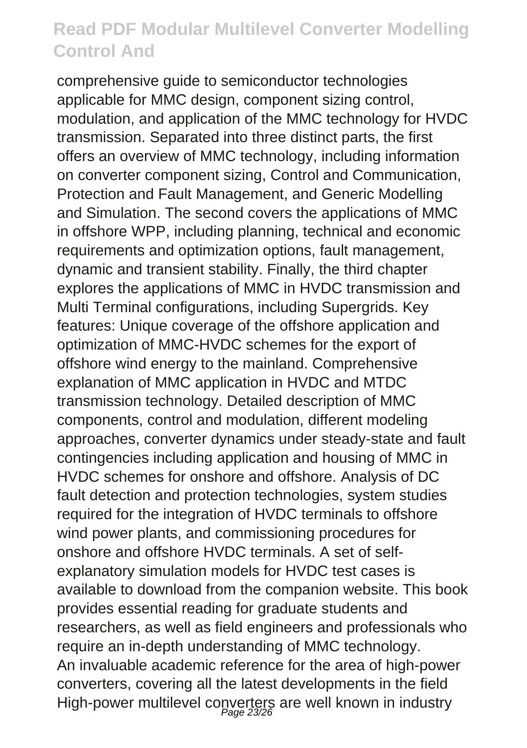comprehensive guide to semiconductor technologies applicable for MMC design, component sizing control, modulation, and application of the MMC technology for HVDC transmission. Separated into three distinct parts, the first offers an overview of MMC technology, including information on converter component sizing, Control and Communication, Protection and Fault Management, and Generic Modelling and Simulation. The second covers the applications of MMC in offshore WPP, including planning, technical and economic requirements and optimization options, fault management, dynamic and transient stability. Finally, the third chapter explores the applications of MMC in HVDC transmission and Multi Terminal configurations, including Supergrids. Key features: Unique coverage of the offshore application and optimization of MMC-HVDC schemes for the export of offshore wind energy to the mainland. Comprehensive explanation of MMC application in HVDC and MTDC transmission technology. Detailed description of MMC components, control and modulation, different modeling approaches, converter dynamics under steady-state and fault contingencies including application and housing of MMC in HVDC schemes for onshore and offshore. Analysis of DC fault detection and protection technologies, system studies required for the integration of HVDC terminals to offshore wind power plants, and commissioning procedures for onshore and offshore HVDC terminals. A set of self-explanatory simulation models for HVDC test cases is available to download from the companion website. This book provides essential reading for graduate students and researchers, as well as field engineers and professionals who require an in-depth understanding of MMC technology.

An invaluable academic reference for the area of high-power converters, covering all the latest developments in the field High-power multilevel converters are well known in industry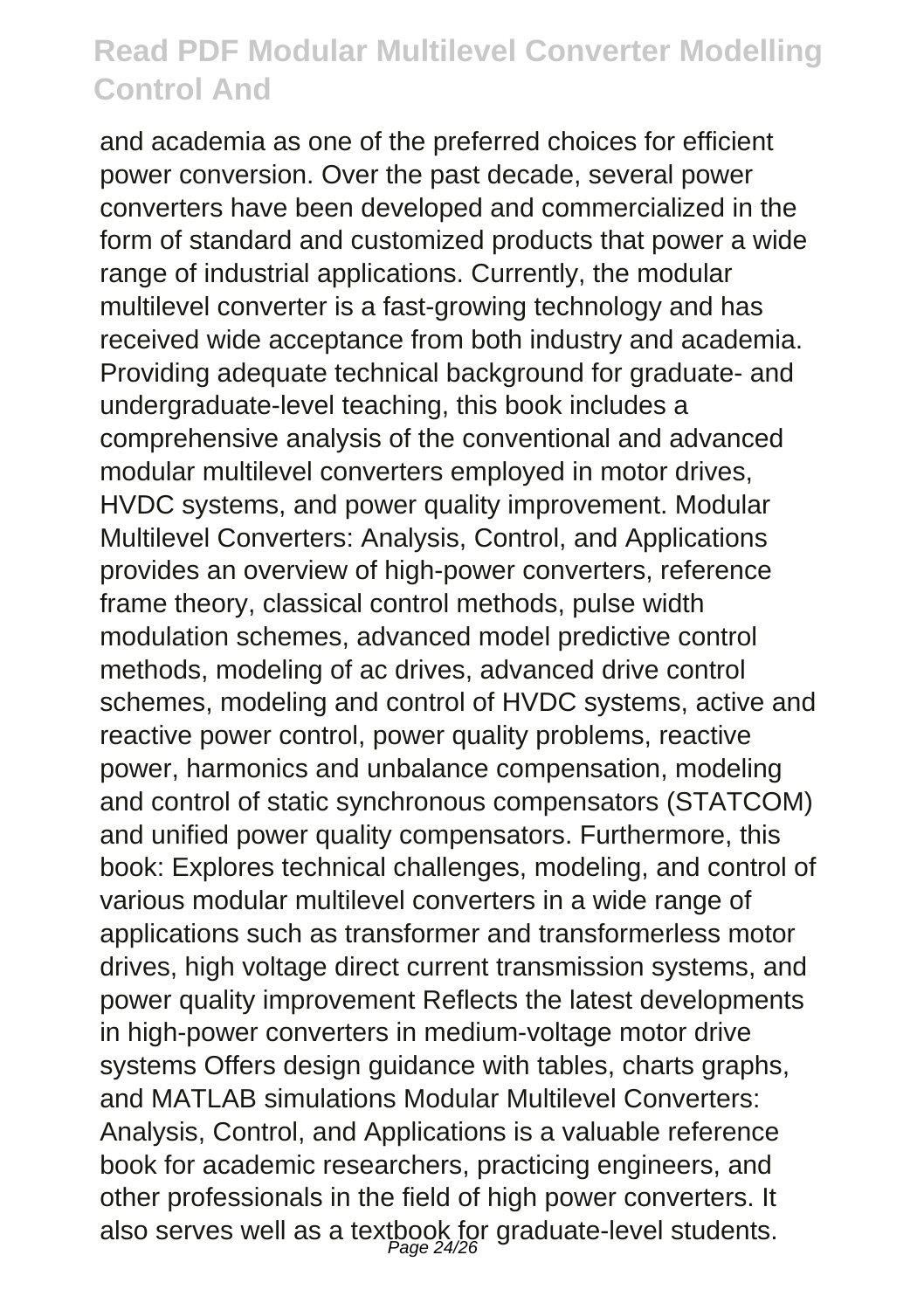and academia as one of the preferred choices for efficient power conversion. Over the past decade, several power converters have been developed and commercialized in the form of standard and customized products that power a wide range of industrial applications. Currently, the modular multilevel converter is a fast-growing technology and has received wide acceptance from both industry and academia. Providing adequate technical background for graduate- and undergraduate-level teaching, this book includes a comprehensive analysis of the conventional and advanced modular multilevel converters employed in motor drives, HVDC systems, and power quality improvement. Modular Multilevel Converters: Analysis, Control, and Applications provides an overview of high-power converters, reference frame theory, classical control methods, pulse width modulation schemes, advanced model predictive control methods, modeling of ac drives, advanced drive control schemes, modeling and control of HVDC systems, active and reactive power control, power quality problems, reactive power, harmonics and unbalance compensation, modeling and control of static synchronous compensators (STATCOM) and unified power quality compensators. Furthermore, this book: Explores technical challenges, modeling, and control of various modular multilevel converters in a wide range of applications such as transformer and transformerless motor drives, high voltage direct current transmission systems, and power quality improvement Reflects the latest developments in high-power converters in medium-voltage motor drive systems Offers design guidance with tables, charts graphs, and MATLAB simulations Modular Multilevel Converters: Analysis, Control, and Applications is a valuable reference book for academic researchers, practicing engineers, and other professionals in the field of high power converters. It also serves well as a textbook for graduate-level students.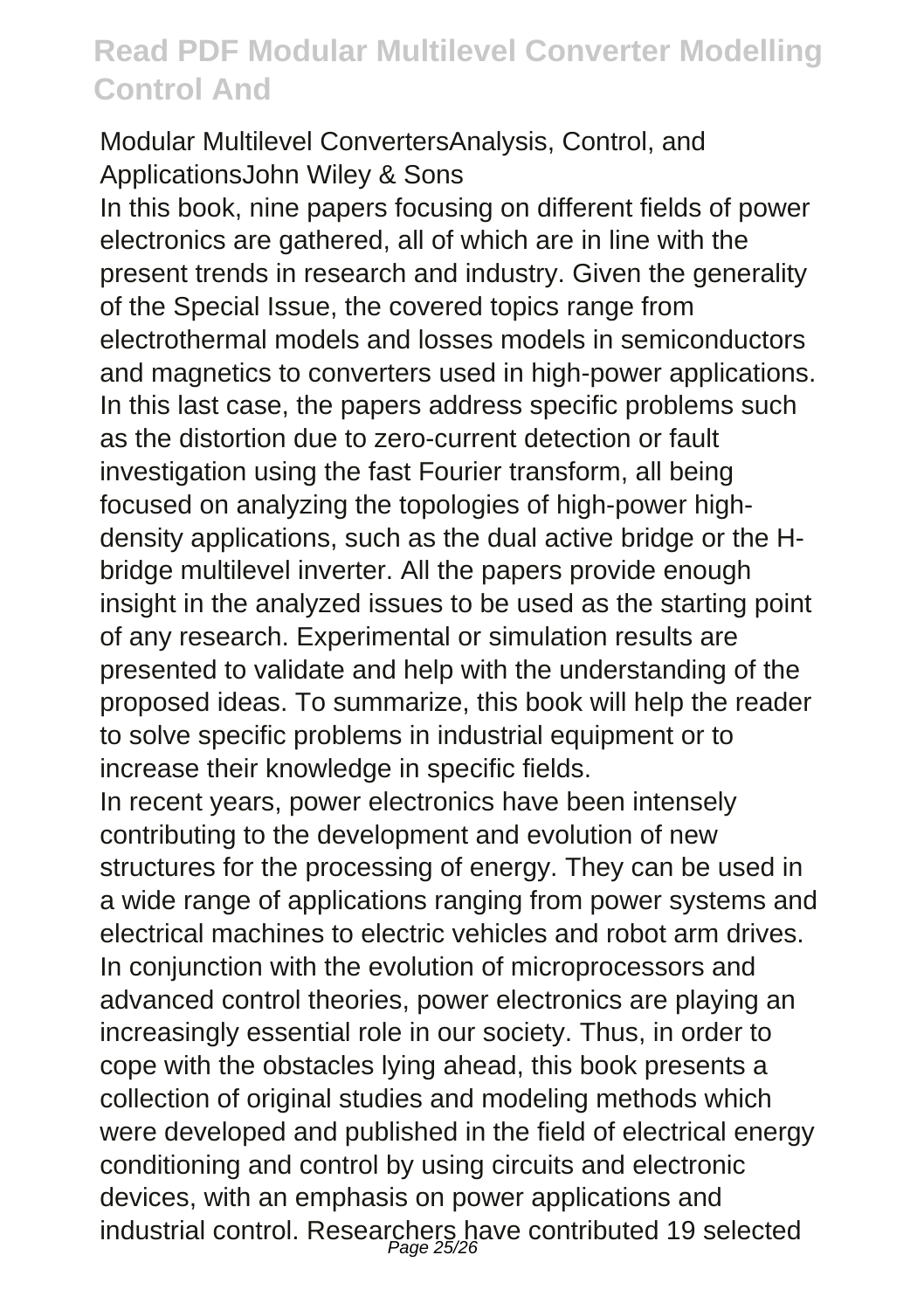Modular Multilevel ConvertersAnalysis, Control, and ApplicationsJohn Wiley & Sons

In this book, nine papers focusing on different fields of power electronics are gathered, all of which are in line with the present trends in research and industry. Given the generality of the Special Issue, the covered topics range from electrothermal models and losses models in semiconductors and magnetics to converters used in high-power applications. In this last case, the papers address specific problems such as the distortion due to zero-current detection or fault investigation using the fast Fourier transform, all being focused on analyzing the topologies of high-power high-density applications, such as the dual active bridge or the H-bridge multilevel inverter. All the papers provide enough insight in the analyzed issues to be used as the starting point of any research. Experimental or simulation results are presented to validate and help with the understanding of the proposed ideas. To summarize, this book will help the reader to solve specific problems in industrial equipment or to increase their knowledge in specific fields.

In recent years, power electronics have been intensely contributing to the development and evolution of new structures for the processing of energy. They can be used in a wide range of applications ranging from power systems and electrical machines to electric vehicles and robot arm drives. In conjunction with the evolution of microprocessors and advanced control theories, power electronics are playing an increasingly essential role in our society. Thus, in order to cope with the obstacles lying ahead, this book presents a collection of original studies and modeling methods which were developed and published in the field of electrical energy conditioning and control by using circuits and electronic devices, with an emphasis on power applications and industrial control. Researchers have contributed 19 selected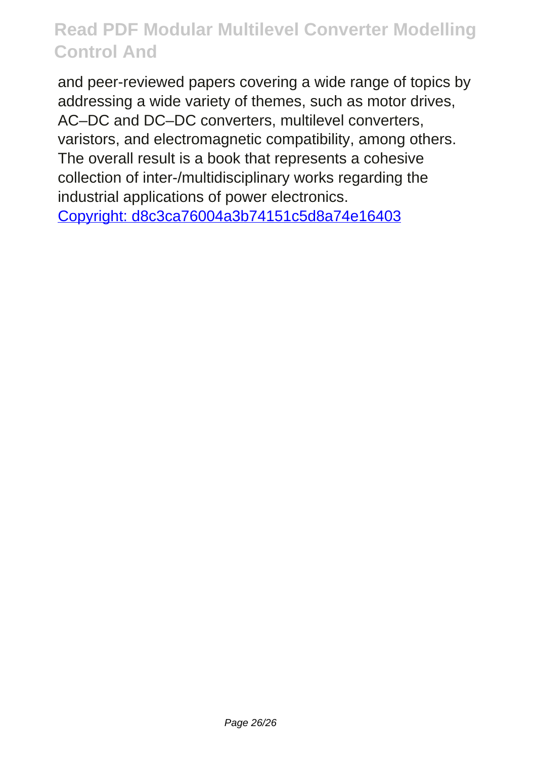and peer-reviewed papers covering a wide range of topics by addressing a wide variety of themes, such as motor drives, AC–DC and DC–DC converters, multilevel converters, varistors, and electromagnetic compatibility, among others. The overall result is a book that represents a cohesive collection of inter-/multidisciplinary works regarding the industrial applications of power electronics.

Copyright: d8c3ca76004a3b74151c5d8a74e16403